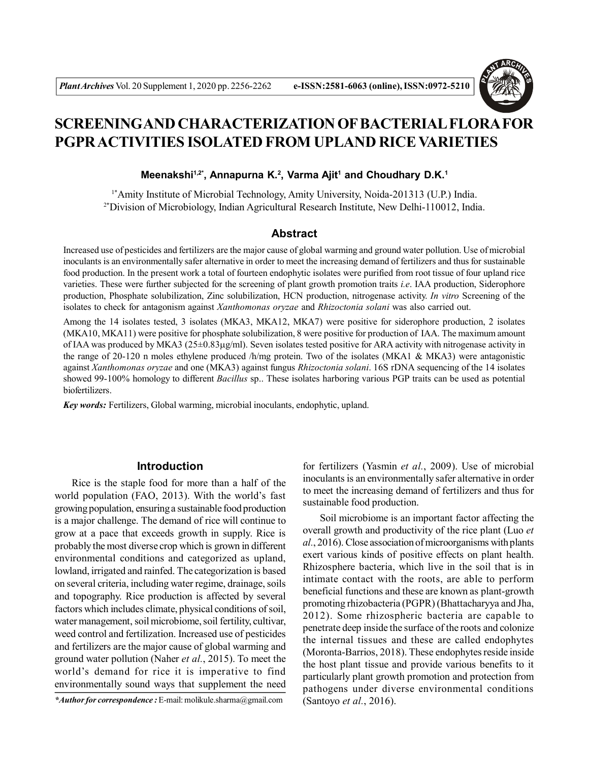# SCREENING AND CHARACTERIZATION OF BACTERIAL FLORA FOR PGPR ACTIVITIES ISOLATED FROM UPLAND RICE VARIETIES

**Meenakshi[1,2*], Annapurna K.[2], Varma Ajit[1] and Choudhary D.K.[1]**

[1*]Amity Institute of Microbial Technology, Amity University, Noida-201313 (U.P.) India.
[2*]Division of Microbiology, Indian Agricultural Research Institute, New Delhi-110012, India.

## Abstract

Increased use of pesticides and fertilizers are the major cause of global warming and ground water pollution. Use of microbial inoculants is an environmentally safer alternative in order to meet the increasing demand of fertilizers and thus for sustainable food production. In the present work a total of fourteen endophytic isolates were purified from root tissue of four upland rice varieties. These were further subjected for the screening of plant growth promotion traits *i.e*. IAA production, Siderophore production, Phosphate solubilization, Zinc solubilization, HCN production, nitrogenase activity. *In vitro* Screening of the isolates to check for antagonism against *Xanthomonas oryzae* and *Rhizoctonia solani* was also carried out.

Among the 14 isolates tested, 3 isolates (MKA3, MKA12, MKA7) were positive for siderophore production, 2 isolates (MKA10, MKA11) were positive for phosphate solubilization, 8 were positive for production of IAA. The maximum amount of IAA was produced by MKA3 ($25\pm0.83\mu g/ml$). Seven isolates tested positive for ARA activity with nitrogenase activity in the range of 20-120 n moles ethylene produced /h/mg protein. Two of the isolates (MKA1 & MKA3) were antagonistic against *Xanthomonas oryzae* and one (MKA3) against fungus *Rhizoctonia solani*. 16S rDNA sequencing of the 14 isolates showed 99-100% homology to different *Bacillus* sp.. These isolates harboring various PGP traits can be used as potential biofertilizers.

***Key words:*** Fertilizers, Global warming, microbial inoculants, endophytic, upland.

## Introduction

Rice is the staple food for more than a half of the world population (FAO, 2013). With the world's fast growing population, ensuring a sustainable food production is a major challenge. The demand of rice will continue to grow at a pace that exceeds growth in supply. Rice is probably the most diverse crop which is grown in different environmental conditions and categorized as upland, lowland, irrigated and rainfed. The categorization is based on several criteria, including water regime, drainage, soils and topography. Rice production is affected by several factors which includes climate, physical conditions of soil, water management, soil microbiome, soil fertility, cultivar, weed control and fertilization. Increased use of pesticides and fertilizers are the major cause of global warming and ground water pollution (Naher *et al.*, 2015). To meet the world's demand for rice it is imperative to find environmentally sound ways that supplement the need for fertilizers (Yasmin *et al.*, 2009). Use of microbial inoculants is an environmentally safer alternative in order to meet the increasing demand of fertilizers and thus for sustainable food production.

Soil microbiome is an important factor affecting the overall growth and productivity of the rice plant (Luo *et al.*, 2016). Close association of microorganisms with plants exert various kinds of positive effects on plant health. Rhizosphere bacteria, which live in the soil that is in intimate contact with the roots, are able to perform beneficial functions and these are known as plant-growth promoting rhizobacteria (PGPR) (Bhattacharyya and Jha, 2012). Some rhizospheric bacteria are capable to penetrate deep inside the surface of the roots and colonize the internal tissues and these are called endophytes (Moronta-Barrios, 2018). These endophytes reside inside the host plant tissue and provide various benefits to it particularly plant growth promotion and protection from pathogens under diverse environmental conditions (Santoyo *et al.*, 2016).

***Author for correspondence :** E-mail: molikule.sharma@gmail.com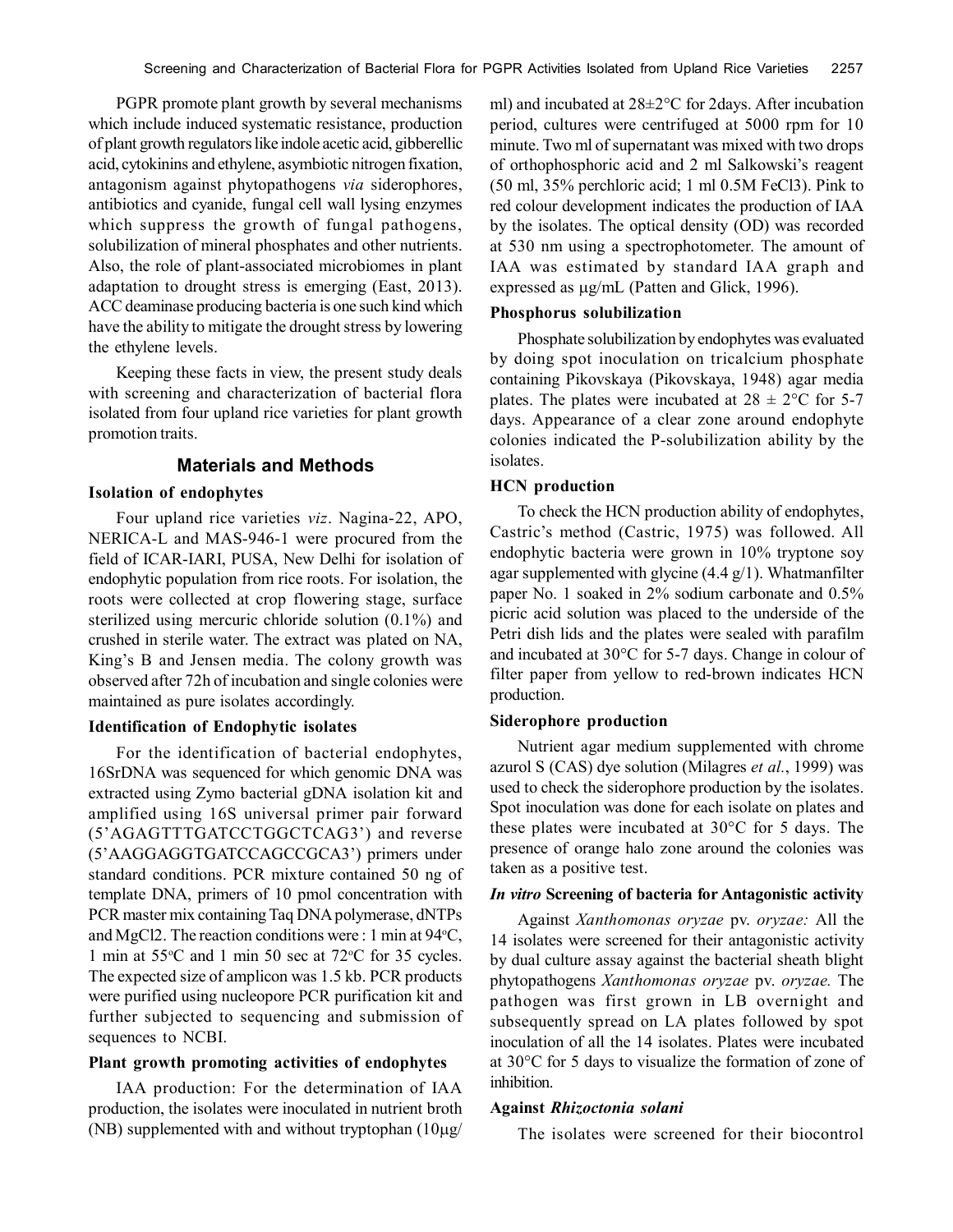PGPR promote plant growth by several mechanisms which include induced systematic resistance, production of plant growth regulators like indole acetic acid, gibberellic acid, cytokinins and ethylene, asymbiotic nitrogen fixation, antagonism against phytopathogens *via* siderophores, antibiotics and cyanide, fungal cell wall lysing enzymes which suppress the growth of fungal pathogens, solubilization of mineral phosphates and other nutrients. Also, the role of plant-associated microbiomes in plant adaptation to drought stress is emerging (East, 2013). ACC deaminase producing bacteria is one such kind which have the ability to mitigate the drought stress by lowering the ethylene levels.

Keeping these facts in view, the present study deals with screening and characterization of bacterial flora isolated from four upland rice varieties for plant growth promotion traits.

## Materials and Methods

### Isolation of endophytes

Four upland rice varieties *viz*. Nagina-22, APO, NERICA-L and MAS-946-1 were procured from the field of ICAR-IARI, PUSA, New Delhi for isolation of endophytic population from rice roots. For isolation, the roots were collected at crop flowering stage, surface sterilized using mercuric chloride solution (0.1%) and crushed in sterile water. The extract was plated on NA, King's B and Jensen media. The colony growth was observed after 72h of incubation and single colonies were maintained as pure isolates accordingly.

### Identification of Endophytic isolates

For the identification of bacterial endophytes, 16SrDNA was sequenced for which genomic DNA was extracted using Zymo bacterial gDNA isolation kit and amplified using 16S universal primer pair forward (5'AGAGTTTGATCCTGGCTCAG3') and reverse (5'AAGGAGGTGATCCAGCCGCA3') primers under standard conditions. PCR mixture contained 50 ng of template DNA, primers of 10 pmol concentration with PCR master mix containing Taq DNA polymerase, dNTPs and $MgCl_2$. The reaction conditions were : 1 min at 94°C, 1 min at 55°C and 1 min 50 sec at 72°C for 35 cycles. The expected size of amplicon was 1.5 kb. PCR products were purified using nucleopore PCR purification kit and further subjected to sequencing and submission of sequences to NCBI.

### Plant growth promoting activities of endophytes

IAA production: For the determination of IAA production, the isolates were inoculated in nutrient broth (NB) supplemented with and without tryptophan (10µg/ml) and incubated at 28±2°C for 2days. After incubation period, cultures were centrifuged at 5000 rpm for 10 minute. Two ml of supernatant was mixed with two drops of orthophosphoric acid and 2 ml Salkowski's reagent (50 ml, 35% perchloric acid; 1 ml 0.5M $FeCl_3$). Pink to red colour development indicates the production of IAA by the isolates. The optical density (OD) was recorded at 530 nm using a spectrophotometer. The amount of IAA was estimated by standard IAA graph and expressed as µg/mL (Patten and Glick, 1996).

### Phosphorus solubilization

Phosphate solubilization by endophytes was evaluated by doing spot inoculation on tricalcium phosphate containing Pikovskaya (Pikovskaya, 1948) agar media plates. The plates were incubated at 28 ± 2°C for 5-7 days. Appearance of a clear zone around endophyte colonies indicated the P-solubilization ability by the isolates.

### HCN production

To check the HCN production ability of endophytes, Castric's method (Castric, 1975) was followed. All endophytic bacteria were grown in 10% tryptone soy agar supplemented with glycine (4.4 g/1). Whatmanfilter paper No. 1 soaked in 2% sodium carbonate and 0.5% picric acid solution was placed to the underside of the Petri dish lids and the plates were sealed with parafilm and incubated at 30°C for 5-7 days. Change in colour of filter paper from yellow to red-brown indicates HCN production.

### Siderophore production

Nutrient agar medium supplemented with chrome azurol S (CAS) dye solution (Milagres *et al.*, 1999) was used to check the siderophore production by the isolates. Spot inoculation was done for each isolate on plates and these plates were incubated at 30°C for 5 days. The presence of orange halo zone around the colonies was taken as a positive test.

### *In vitro* Screening of bacteria for Antagonistic activity

Against *Xanthomonas oryzae* pv. *oryzae:* All the 14 isolates were screened for their antagonistic activity by dual culture assay against the bacterial sheath blight phytopathogens *Xanthomonas oryzae* pv. *oryzae.* The pathogen was first grown in LB overnight and subsequently spread on LA plates followed by spot inoculation of all the 14 isolates. Plates were incubated at 30°C for 5 days to visualize the formation of zone of inhibition.

### Against *Rhizoctonia solani*

The isolates were screened for their biocontrol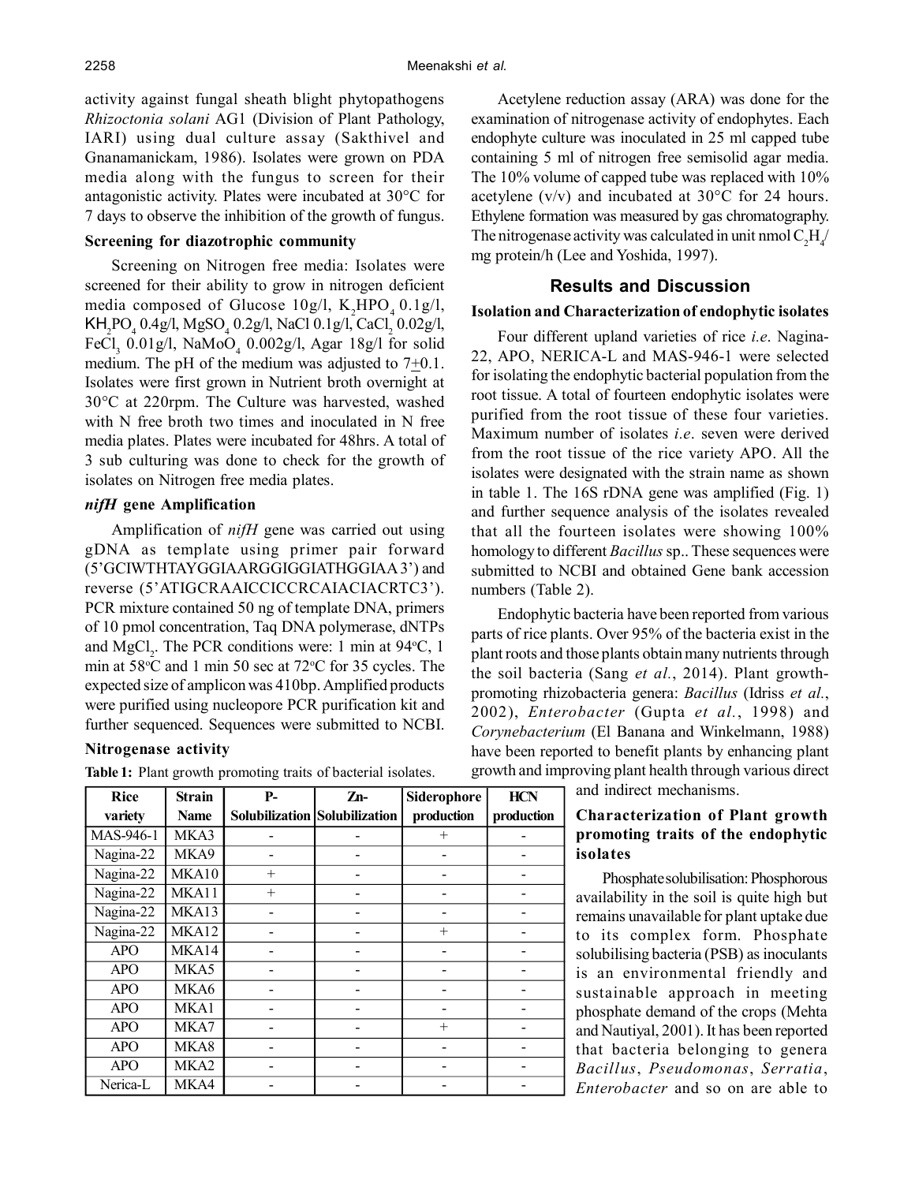activity against fungal sheath blight phytopathogens *Rhizoctonia solani* AG1 (Division of Plant Pathology, IARI) using dual culture assay (Sakthivel and Gnanamanickam, 1986). Isolates were grown on PDA media along with the fungus to screen for their antagonistic activity. Plates were incubated at 30°C for 7 days to observe the inhibition of the growth of fungus.

### Screening for diazotrophic community

Screening on Nitrogen free media: Isolates were screened for their ability to grow in nitrogen deficient media composed of Glucose 10g/l, $K_2HPO_4$ 0.1g/l, $KH_2PO_4$ 0.4g/l, $MgSO_4$ 0.2g/l, NaCl 0.1g/l, $CaCl_2$ 0.02g/l, $FeCl_3$ 0.01g/l, $NaMoO_4$ 0.002g/l, Agar 18g/l for solid medium. The pH of the medium was adjusted to 7$\pm$0.1. Isolates were first grown in Nutrient broth overnight at 30°C at 220rpm. The Culture was harvested, washed with N free broth two times and inoculated in N free media plates. Plates were incubated for 48hrs. A total of 3 sub culturing was done to check for the growth of isolates on Nitrogen free media plates.

### *nifH* gene Amplification

Amplification of *nifH* gene was carried out using gDNA as template using primer pair forward (5'GCIWTHTAYGGIAARGGIGGIATHGGIAA 3') and reverse (5'ATIGCRAAICCICCRCAIACIACRTC3'). PCR mixture contained 50 ng of template DNA, primers of 10 pmol concentration, Taq DNA polymerase, dNTPs and $MgCl_2$. The PCR conditions were: 1 min at 94°C, 1 min at 58°C and 1 min 50 sec at 72°C for 35 cycles. The expected size of amplicon was 410bp. Amplified products were purified using nucleopore PCR purification kit and further sequenced. Sequences were submitted to NCBI.

### Nitrogenase activity

Acetylene reduction assay (ARA) was done for the examination of nitrogenase activity of endophytes. Each endophyte culture was inoculated in 25 ml capped tube containing 5 ml of nitrogen free semisolid agar media. The 10% volume of capped tube was replaced with 10% acetylene (v/v) and incubated at 30°C for 24 hours. Ethylene formation was measured by gas chromatography. The nitrogenase activity was calculated in unit nmol $C_2H_4$/ mg protein/h (Lee and Yoshida, 1997).

**Table 1:** Plant growth promoting traits of bacterial isolates.

| Rice variety | Strain Name | P-Solubilization | Zn-Solubilization | Siderophore production | HCN production |
|---|---|---|---|---|---|
| MAS-946-1 | MKA3 | - | - | + | - |
| Nagina-22 | MKA9 | - | - | - | - |
| Nagina-22 | MKA10 | + | - | - | - |
| Nagina-22 | MKA11 | + | - | - | - |
| Nagina-22 | MKA13 | - | - | - | - |
| Nagina-22 | MKA12 | - | - | + | - |
| APO | MKA14 | - | - | - | - |
| APO | MKA5 | - | - | - | - |
| APO | MKA6 | - | - | - | - |
| APO | MKA1 | - | - | - | - |
| APO | MKA7 | - | - | + | - |
| APO | MKA8 | - | - | - | - |
| APO | MKA2 | - | - | - | - |
| Nerica-L | MKA4 | - | - | - | - |

## Results and Discussion

### Isolation and Characterization of endophytic isolates

Four different upland varieties of rice *i.e*. Nagina-22, APO, NERICA-L and MAS-946-1 were selected for isolating the endophytic bacterial population from the root tissue. A total of fourteen endophytic isolates were purified from the root tissue of these four varieties. Maximum number of isolates *i.e*. seven were derived from the root tissue of the rice variety APO. All the isolates were designated with the strain name as shown in table 1. The 16S rDNA gene was amplified (Fig. 1) and further sequence analysis of the isolates revealed that all the fourteen isolates were showing 100% homology to different *Bacillus* sp.. These sequences were submitted to NCBI and obtained Gene bank accession numbers (Table 2).

Endophytic bacteria have been reported from various parts of rice plants. Over 95% of the bacteria exist in the plant roots and those plants obtain many nutrients through the soil bacteria (Sang *et al*., 2014). Plant growth-promoting rhizobacteria genera: *Bacillus* (Idriss *et al*., 2002), *Enterobacter* (Gupta *et al*., 1998) and *Corynebacterium* (El Banana and Winkelmann, 1988) have been reported to benefit plants by enhancing plant growth and improving plant health through various direct and indirect mechanisms.

### Characterization of Plant growth promoting traits of the endophytic isolates

Phosphate solubilisation: Phosphorous availability in the soil is quite high but remains unavailable for plant uptake due to its complex form. Phosphate solubilising bacteria (PSB) as inoculants is an environmental friendly and sustainable approach in meeting phosphate demand of the crops (Mehta and Nautiyal, 2001). It has been reported that bacteria belonging to genera *Bacillus*, *Pseudomonas*, *Serratia*, *Enterobacter* and so on are able to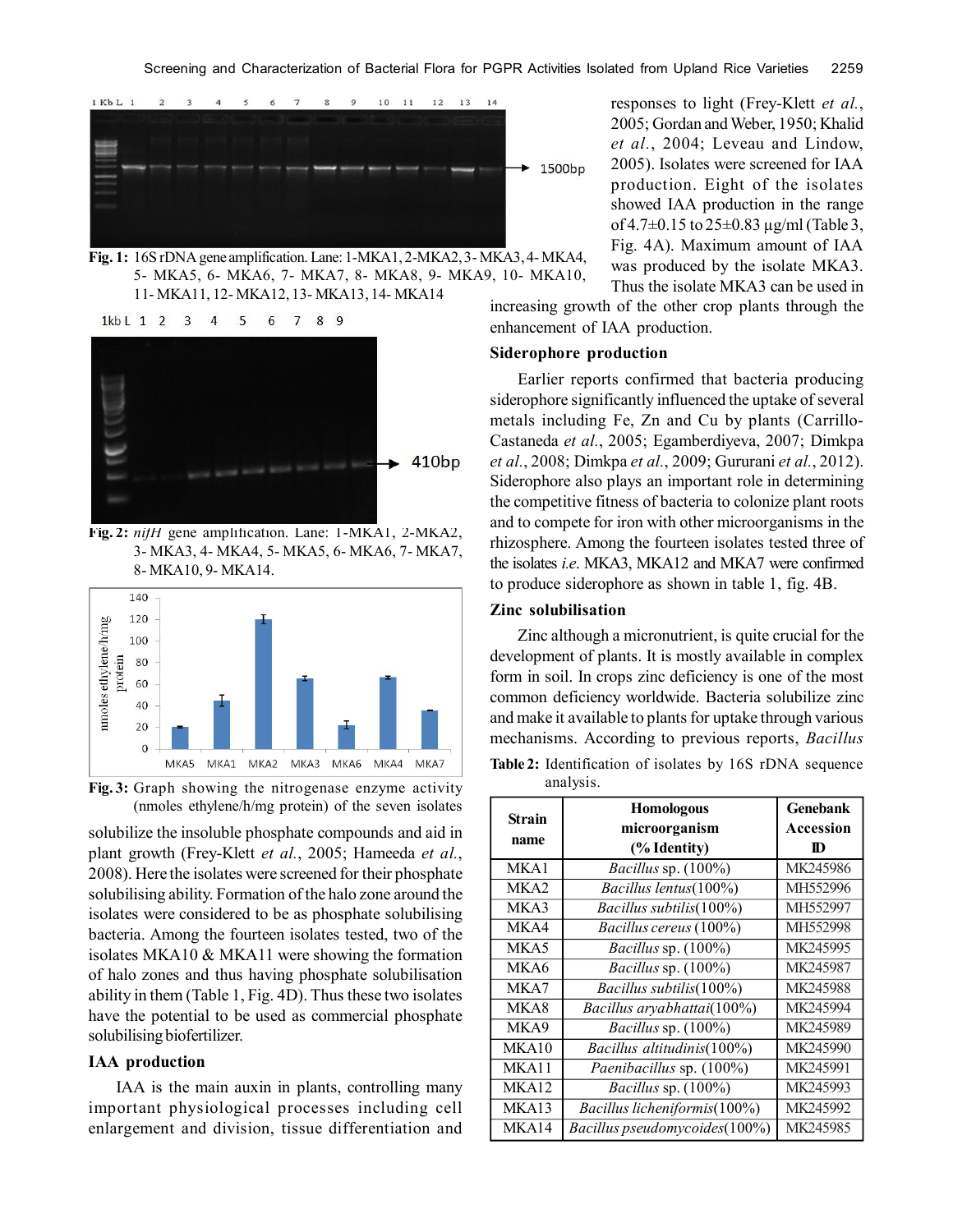Fig. 1: 16S rDNA gene amplification. Lane: 1-MKA1, 2-MKA2, 3- MKA3, 4- MKA4, 5- MKA5, 6- MKA6, 7- MKA7, 8- MKA8, 9- MKA9, 10- MKA10, 11- MKA11, 12- MKA12, 13- MKA13, 14- MKA14

Fig. 2: *nifH* gene amplification. Lane: 1-MKA1, 2-MKA2, 3- MKA3, 4- MKA4, 5- MKA5, 6- MKA6, 7- MKA7, 8- MKA10, 9- MKA14.

Fig. 3: Graph showing the nitrogenase enzyme activity (nmoles ethylene/h/mg protein) of the seven isolates

solubilize the insoluble phosphate compounds and aid in plant growth (Frey-Klett *et al.*, 2005; Hameeda *et al.*, 2008). Here the isolates were screened for their phosphate solubilising ability. Formation of the halo zone around the isolates were considered to be as phosphate solubilising bacteria. Among the fourteen isolates tested, two of the isolates MKA10 & MKA11 were showing the formation of halo zones and thus having phosphate solubilisation ability in them (Table 1, Fig. 4D). Thus these two isolates have the potential to be used as commercial phosphate solubilising biofertilizer.

## IAA production

IAA is the main auxin in plants, controlling many important physiological processes including cell enlargement and division, tissue differentiation and responses to light (Frey-Klett *et al.*, 2005; Gordan and Weber, 1950; Khalid *et al.*, 2004; Leveau and Lindow, 2005). Isolates were screened for IAA production. Eight of the isolates showed IAA production in the range of 4.7±0.15 to 25±0.83 µg/ml (Table 3, Fig. 4A). Maximum amount of IAA was produced by the isolate MKA3. Thus the isolate MKA3 can be used in increasing growth of the other crop plants through the enhancement of IAA production.

## Siderophore production

Earlier reports confirmed that bacteria producing siderophore significantly influenced the uptake of several metals including Fe, Zn and Cu by plants (Carrillo-Castaneda *et al.*, 2005; Egamberdiyeva, 2007; Dimkpa *et al.*, 2008; Dimkpa *et al.*, 2009; Gururani *et al.*, 2012). Siderophore also plays an important role in determining the competitive fitness of bacteria to colonize plant roots and to compete for iron with other microorganisms in the rhizosphere. Among the fourteen isolates tested three of the isolates *i.e.* MKA3, MKA12 and MKA7 were confirmed to produce siderophore as shown in table 1, fig. 4B.

## Zinc solubilisation

Zinc although a micronutrient, is quite crucial for the development of plants. It is mostly available in complex form in soil. In crops zinc deficiency is one of the most common deficiency worldwide. Bacteria solubilize zinc and make it available to plants for uptake through various mechanisms. According to previous reports, *Bacillus*

Table 2: Identification of isolates by 16S rDNA sequence analysis.

| Strain name | Homologous microorganism (% Identity) | Genebank Accession ID |
|---|---|---|
| MKA1 | *Bacillus* sp. (100%) | MK245986 |
| MKA2 | *Bacillus lentus*(100%) | MH552996 |
| MKA3 | *Bacillus subtilis*(100%) | MH552997 |
| MKA4 | *Bacillus cereus* (100%) | MH552998 |
| MKA5 | *Bacillus* sp. (100%) | MK245995 |
| MKA6 | *Bacillus* sp. (100%) | MK245987 |
| MKA7 | *Bacillus subtilis*(100%) | MK245988 |
| MKA8 | *Bacillus aryabhattai*(100%) | MK245994 |
| MKA9 | *Bacillus* sp. (100%) | MK245989 |
| MKA10 | *Bacillus altitudinis*(100%) | MK245990 |
| MKA11 | *Paenibacillus* sp. (100%) | MK245991 |
| MKA12 | *Bacillus* sp. (100%) | MK245993 |
| MKA13 | *Bacillus licheniformis*(100%) | MK245992 |
| MKA14 | *Bacillus pseudomycoides*(100%) | MK245985 |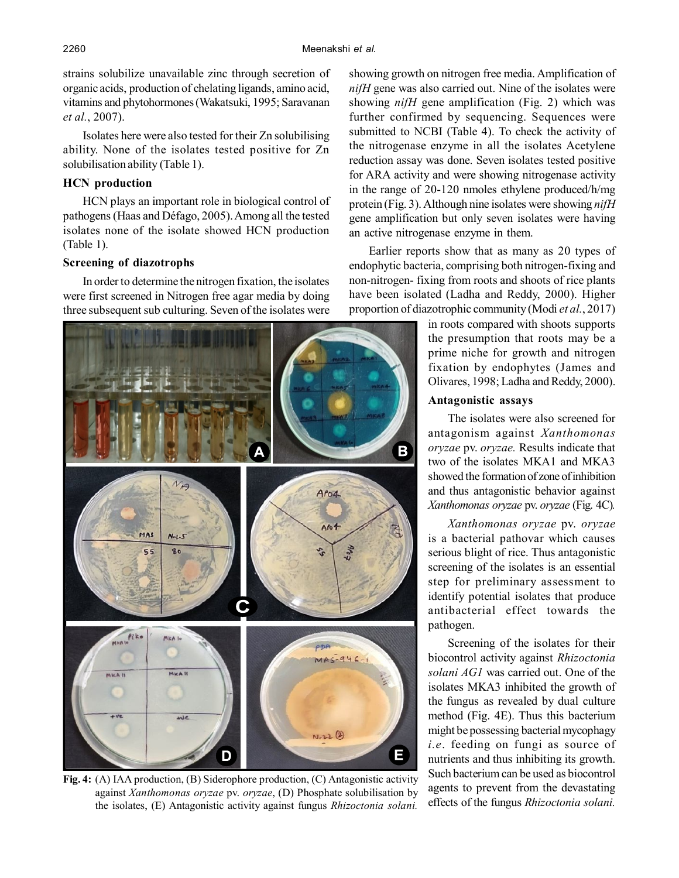strains solubilize unavailable zinc through secretion of organic acids, production of chelating ligands, amino acid, vitamins and phytohormones (Wakatsuki, 1995; Saravanan *et al.*, 2007).

Isolates here were also tested for their Zn solubilising ability. None of the isolates tested positive for Zn solubilisation ability (Table 1).

### HCN production

HCN plays an important role in biological control of pathogens (Haas and Défago, 2005). Among all the tested isolates none of the isolate showed HCN production (Table 1).

### Screening of diazotrophs

In order to determine the nitrogen fixation, the isolates were first screened in Nitrogen free agar media by doing three subsequent sub culturing. Seven of the isolates were showing growth on nitrogen free media. Amplification of *nifH* gene was also carried out. Nine of the isolates were showing *nifH* gene amplification (Fig. 2) which was further confirmed by sequencing. Sequences were submitted to NCBI (Table 4). To check the activity of the nitrogenase enzyme in all the isolates Acetylene reduction assay was done. Seven isolates tested positive for ARA activity and were showing nitrogenase activity in the range of 20-120 nmoles ethylene produced/h/mg protein (Fig. 3). Although nine isolates were showing *nifH* gene amplification but only seven isolates were having an active nitrogenase enzyme in them.

Earlier reports show that as many as 20 types of endophytic bacteria, comprising both nitrogen-fixing and non-nitrogen- fixing from roots and shoots of rice plants have been isolated (Ladha and Reddy, 2000). Higher proportion of diazotrophic community (Modi *et al.*, 2017) in roots compared with shoots supports the presumption that roots may be a prime niche for growth and nitrogen fixation by endophytes (James and Olivares, 1998; Ladha and Reddy, 2000).

### Antagonistic assays

The isolates were also screened for antagonism against *Xanthomonas oryzae* pv. *oryzae.* Results indicate that two of the isolates MKA1 and MKA3 showed the formation of zone of inhibition and thus antagonistic behavior against *Xanthomonas oryzae* pv. *oryzae* (Fig. 4C).

*Xanthomonas oryzae* pv. *oryzae* is a bacterial pathovar which causes serious blight of rice. Thus antagonistic screening of the isolates is an essential step for preliminary assessment to identify potential isolates that produce antibacterial effect towards the pathogen.

Screening of the isolates for their biocontrol activity against *Rhizoctonia solani AG1* was carried out. One of the isolates MKA3 inhibited the growth of the fungus as revealed by dual culture method (Fig. 4E). Thus this bacterium might be possessing bacterial mycophagy *i.e*. feeding on fungi as source of nutrients and thus inhibiting its growth. Such bacterium can be used as biocontrol agents to prevent from the devastating effects of the fungus *Rhizoctonia solani.*

**Fig. 4:** (A) IAA production, (B) Siderophore production, (C) Antagonistic activity against *Xanthomonas oryzae* pv. *oryzae*, (D) Phosphate solubilisation by the isolates, (E) Antagonistic activity against fungus *Rhizoctonia solani.*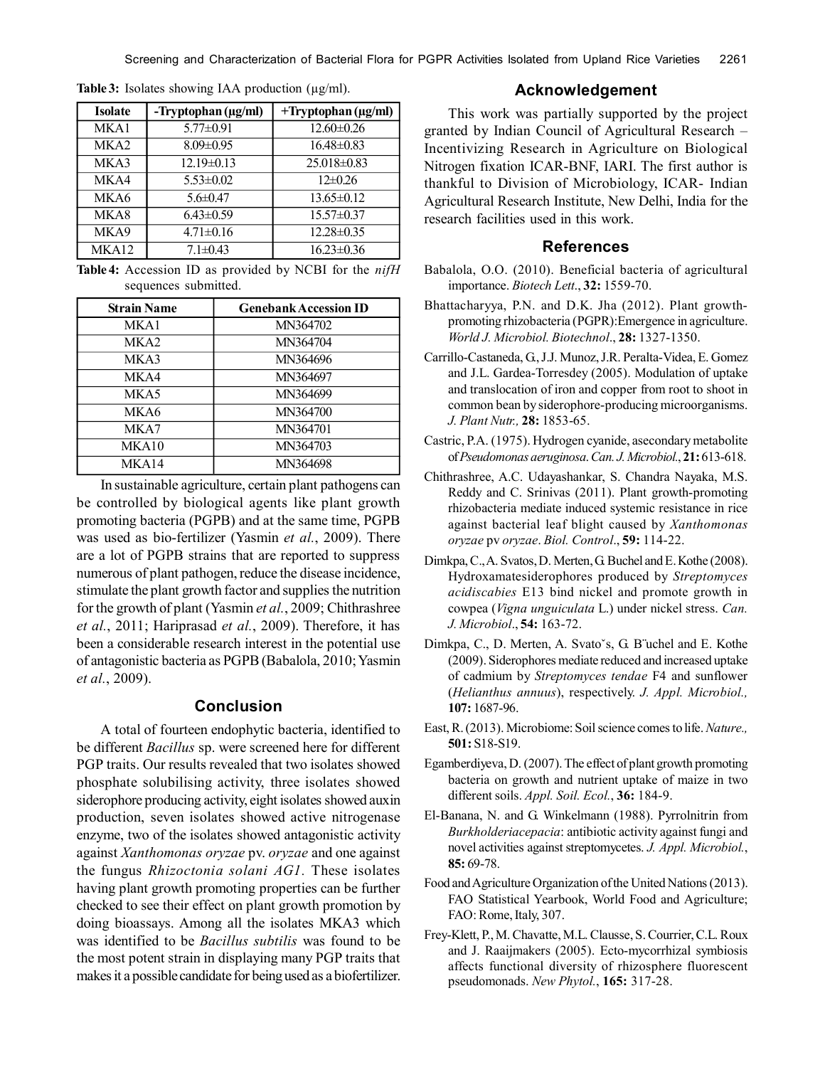**Table 3:** Isolates showing IAA production (µg/ml).

| Isolate | -Tryptophan (µg/ml) | +Tryptophan (µg/ml) |
|---|---|---|
| MKA1 | 5.77±0.91 | 12.60±0.26 |
| MKA2 | 8.09±0.95 | 16.48±0.83 |
| MKA3 | 12.19±0.13 | 25.018±0.83 |
| MKA4 | 5.53±0.02 | 12±0.26 |
| MKA6 | 5.6±0.47 | 13.65±0.12 |
| MKA8 | 6.43±0.59 | 15.57±0.37 |
| MKA9 | 4.71±0.16 | 12.28±0.35 |
| MKA12 | 7.1±0.43 | 16.23±0.36 |

**Table 4:** Accession ID as provided by NCBI for the *nifH* sequences submitted.

| Strain Name | Genebank Accession ID |
|---|---|
| MKA1 | MN364702 |
| MKA2 | MN364704 |
| MKA3 | MN364696 |
| MKA4 | MN364697 |
| MKA5 | MN364699 |
| MKA6 | MN364700 |
| MKA7 | MN364701 |
| MKA10 | MN364703 |
| MKA14 | MN364698 |

In sustainable agriculture, certain plant pathogens can be controlled by biological agents like plant growth promoting bacteria (PGPB) and at the same time, PGPB was used as bio-fertilizer (Yasmin *et al.*, 2009). There are a lot of PGPB strains that are reported to suppress numerous of plant pathogen, reduce the disease incidence, stimulate the plant growth factor and supplies the nutrition for the growth of plant (Yasmin *et al.*, 2009; Chithrashree *et al.*, 2011; Hariprasad *et al.*, 2009). Therefore, it has been a considerable research interest in the potential use of antagonistic bacteria as PGPB (Babalola, 2010; Yasmin *et al.*, 2009).

## Conclusion

A total of fourteen endophytic bacteria, identified to be different *Bacillus* sp. were screened here for different PGP traits. Our results revealed that two isolates showed phosphate solubilising activity, three isolates showed siderophore producing activity, eight isolates showed auxin production, seven isolates showed active nitrogenase enzyme, two of the isolates showed antagonistic activity against *Xanthomonas oryzae* pv. *oryzae* and one against the fungus *Rhizoctonia solani AG1.* These isolates having plant growth promoting properties can be further checked to see their effect on plant growth promotion by doing bioassays. Among all the isolates MKA3 which was identified to be *Bacillus subtilis* was found to be the most potent strain in displaying many PGP traits that makes it a possible candidate for being used as a biofertilizer.

## Acknowledgement

This work was partially supported by the project granted by Indian Council of Agricultural Research – Incentivizing Research in Agriculture on Biological Nitrogen fixation ICAR-BNF, IARI. The first author is thankful to Division of Microbiology, ICAR- Indian Agricultural Research Institute, New Delhi, India for the research facilities used in this work.

## References

Babalola, O.O. (2010). Beneficial bacteria of agricultural importance. *Biotech Lett.*, **32:** 1559-70.

Bhattacharyya, P.N. and D.K. Jha (2012). Plant growth-promoting rhizobacteria (PGPR):Emergence in agriculture. *World J. Microbiol. Biotechnol.*, **28:** 1327-1350.

Carrillo-Castaneda, G., J.J. Munoz, J.R. Peralta-Videa, E. Gomez and J.L. Gardea-Torresdey (2005). Modulation of uptake and translocation of iron and copper from root to shoot in common bean by siderophore-producing microorganisms. *J. Plant Nutr.,* **28:** 1853-65.

Castric, P.A. (1975). Hydrogen cyanide, asecondary metabolite of *Pseudomonas aeruginosa*. *Can. J. Microbiol.*, **21:** 613-618.

Chithrashree, A.C. Udayashankar, S. Chandra Nayaka, M.S. Reddy and C. Srinivas (2011). Plant growth-promoting rhizobacteria mediate induced systemic resistance in rice against bacterial leaf blight caused by *Xanthomonas oryzae* pv *oryzae*. *Biol. Control.*, **59:** 114-22.

Dimkpa, C., A. Svatos, D. Merten, G. Buchel and E. Kothe (2008). Hydroxamatesiderophores produced by *Streptomyces acidiscabies* E13 bind nickel and promote growth in cowpea (*Vigna unguiculata* L.) under nickel stress. *Can. J. Microbiol.*, **54:** 163-72.

Dimkpa, C., D. Merten, A. Svatoˇs, G. B¨uchel and E. Kothe (2009). Siderophores mediate reduced and increased uptake of cadmium by *Streptomyces tendae* F4 and sunflower (*Helianthus annuus*), respectively. *J. Appl. Microbiol.,* **107:** 1687-96.

East, R. (2013). Microbiome: Soil science comes to life. *Nature.,* **501:** S18-S19.

Egamberdiyeva, D. (2007). The effect of plant growth promoting bacteria on growth and nutrient uptake of maize in two different soils. *Appl. Soil. Ecol.*, **36:** 184-9.

El-Banana, N. and G. Winkelmann (1988). Pyrrolnitrin from *Burkholderiacepacia*: antibiotic activity against fungi and novel activities against streptomycetes. *J. Appl. Microbiol.*, **85:** 69-78.

Food and Agriculture Organization of the United Nations (2013). FAO Statistical Yearbook, World Food and Agriculture; FAO: Rome, Italy, 307.

Frey-Klett, P., M. Chavatte, M.L. Clausse, S. Courrier, C.L. Roux and J. Raaijmakers (2005). Ecto-mycorrhizal symbiosis affects functional diversity of rhizosphere fluorescent pseudomonads. *New Phytol.*, **165:** 317-28.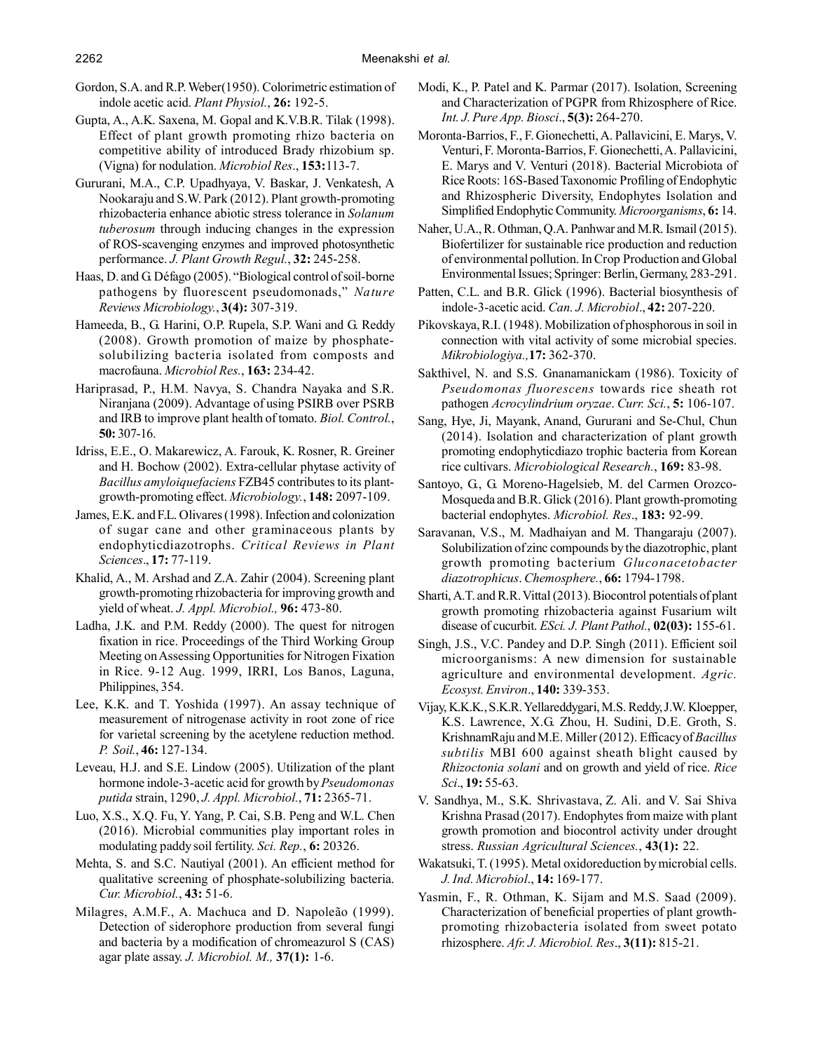Gordon, S.A. and R.P. Weber(1950). Colorimetric estimation of indole acetic acid. *Plant Physiol.*, **26:** 192-5.

Gupta, A., A.K. Saxena, M. Gopal and K.V.B.R. Tilak (1998). Effect of plant growth promoting rhizo bacteria on competitive ability of introduced Brady rhizobium sp. (Vigna) for nodulation. *Microbiol Res*., **153:**113-7.

Gururani, M.A., C.P. Upadhyaya, V. Baskar, J. Venkatesh, A Nookaraju and S.W. Park (2012). Plant growth-promoting rhizobacteria enhance abiotic stress tolerance in *Solanum tuberosum* through inducing changes in the expression of ROS-scavenging enzymes and improved photosynthetic performance. *J. Plant Growth Regul.*, **32:** 245-258.

Haas, D. and G. Défago (2005). "Biological control of soil-borne pathogens by fluorescent pseudomonads," *Nature Reviews Microbiology.*, **3(4):** 307-319.

Hameeda, B., G. Harini, O.P. Rupela, S.P. Wani and G. Reddy (2008). Growth promotion of maize by phosphate-solubilizing bacteria isolated from composts and macrofauna. *Microbiol Res.*, **163:** 234-42.

Hariprasad, P., H.M. Navya, S. Chandra Nayaka and S.R. Niranjana (2009). Advantage of using PSIRB over PSRB and IRB to improve plant health of tomato. *Biol. Control.*, **50:** 307-16.

Idriss, E.E., O. Makarewicz, A. Farouk, K. Rosner, R. Greiner and H. Bochow (2002). Extra-cellular phytase activity of *Bacillus amyloliquefaciens* FZB45 contributes to its plant-growth-promoting effect. *Microbiology.*, **148:** 2097-109.

James, E.K. and F.L. Olivares (1998). Infection and colonization of sugar cane and other graminaceous plants by endophyticdiazotrophs. *Critical Reviews in Plant Sciences*., **17:** 77-119.

Khalid, A., M. Arshad and Z.A. Zahir (2004). Screening plant growth-promoting rhizobacteria for improving growth and yield of wheat. *J. Appl. Microbiol.,* **96:** 473-80.

Ladha, J.K. and P.M. Reddy (2000). The quest for nitrogen fixation in rice. Proceedings of the Third Working Group Meeting on Assessing Opportunities for Nitrogen Fixation in Rice. 9-12 Aug. 1999, IRRI, Los Banos, Laguna, Philippines, 354.

Lee, K.K. and T. Yoshida (1997). An assay technique of measurement of nitrogenase activity in root zone of rice for varietal screening by the acetylene reduction method. *P. Soil.*, **46:** 127-134.

Leveau, H.J. and S.E. Lindow (2005). Utilization of the plant hormone indole-3-acetic acid for growth by *Pseudomonas putida* strain, 1290, *J. Appl. Microbiol.*, **71:** 2365-71.

Luo, X.S., X.Q. Fu, Y. Yang, P. Cai, S.B. Peng and W.L. Chen (2016). Microbial communities play important roles in modulating paddy soil fertility. *Sci. Rep.*, **6:** 20326.

Mehta, S. and S.C. Nautiyal (2001). An efficient method for qualitative screening of phosphate-solubilizing bacteria. *Cur. Microbiol.*, **43:** 51-6.

Milagres, A.M.F., A. Machuca and D. Napoleão (1999). Detection of siderophore production from several fungi and bacteria by a modification of chromeazurol S (CAS) agar plate assay. *J. Microbiol. M.,* **37(1):** 1-6.

Modi, K., P. Patel and K. Parmar (2017). Isolation, Screening and Characterization of PGPR from Rhizosphere of Rice. *Int. J. Pure App. Biosci*., **5(3):** 264-270.

Moronta-Barrios, F., F. Gionechetti, A. Pallavicini, E. Marys, V. Venturi, F. Moronta-Barrios, F. Gionechetti, A. Pallavicini, E. Marys and V. Venturi (2018). Bacterial Microbiota of Rice Roots: 16S-Based Taxonomic Profiling of Endophytic and Rhizospheric Diversity, Endophytes Isolation and Simplified Endophytic Community. *Microorganisms*, **6:** 14.

Naher, U.A., R. Othman, Q.A. Panhwar and M.R. Ismail (2015). Biofertilizer for sustainable rice production and reduction of environmental pollution. In Crop Production and Global Environmental Issues; Springer: Berlin, Germany, 283-291.

Patten, C.L. and B.R. Glick (1996). Bacterial biosynthesis of indole-3-acetic acid. *Can. J. Microbiol*., **42:** 207-220.

Pikovskaya, R.I. (1948). Mobilization of phosphorous in soil in connection with vital activity of some microbial species. *Mikrobiologiya.,* **17:** 362-370.

Sakthivel, N. and S.S. Gnanamanickam (1986). Toxicity of *Pseudomonas fluorescens* towards rice sheath rot pathogen *Acrocylindrium oryzae*. *Curr. Sci.*, **5:** 106-107.

Sang, Hye, Ji, Mayank, Anand, Gururani and Se-Chul, Chun (2014). Isolation and characterization of plant growth promoting endophyticdiazo trophic bacteria from Korean rice cultivars. *Microbiological Research.*, **169:** 83-98.

Santoyo, G., G. Moreno-Hagelsieb, M. del Carmen Orozco-Mosqueda and B.R. Glick (2016). Plant growth-promoting bacterial endophytes. *Microbiol. Res*., **183:** 92-99.

Saravanan, V.S., M. Madhaiyan and M. Thangaraju (2007). Solubilization of zinc compounds by the diazotrophic, plant growth promoting bacterium *Gluconacetobacter diazotrophicus*. *Chemosphere.*, **66:** 1794-1798.

Sharti, A.T. and R.R. Vittal (2013). Biocontrol potentials of plant growth promoting rhizobacteria against Fusarium wilt disease of cucurbit. *ESci. J. Plant Pathol.*, **02(03):** 155-61.

Singh, J.S., V.C. Pandey and D.P. Singh (2011). Efficient soil microorganisms: A new dimension for sustainable agriculture and environmental development. *Agric. Ecosyst. Environ*., **140:** 339-353.

Vijay, K.K.K., S.K.R. Yellareddygari, M.S. Reddy, J.W. Kloepper, K.S. Lawrence, X.G. Zhou, H. Sudini, D.E. Groth, S. KrishnamRaju and M.E. Miller (2012). Efficacy of *Bacillus subtilis* MBI 600 against sheath blight caused by *Rhizoctonia solani* and on growth and yield of rice. *Rice Sci*., **19:** 55-63.

V. Sandhya, M., S.K. Shrivastava, Z. Ali. and V. Sai Shiva Krishna Prasad (2017). Endophytes from maize with plant growth promotion and biocontrol activity under drought stress. *Russian Agricultural Sciences.*, **43(1):** 22.

Wakatsuki, T. (1995). Metal oxidoreduction by microbial cells. *J. Ind. Microbiol*., **14:** 169-177.

Yasmin, F., R. Othman, K. Sijam and M.S. Saad (2009). Characterization of beneficial properties of plant growth-promoting rhizobacteria isolated from sweet potato rhizosphere. *Afr. J. Microbiol. Res*., **3(11):** 815-21.